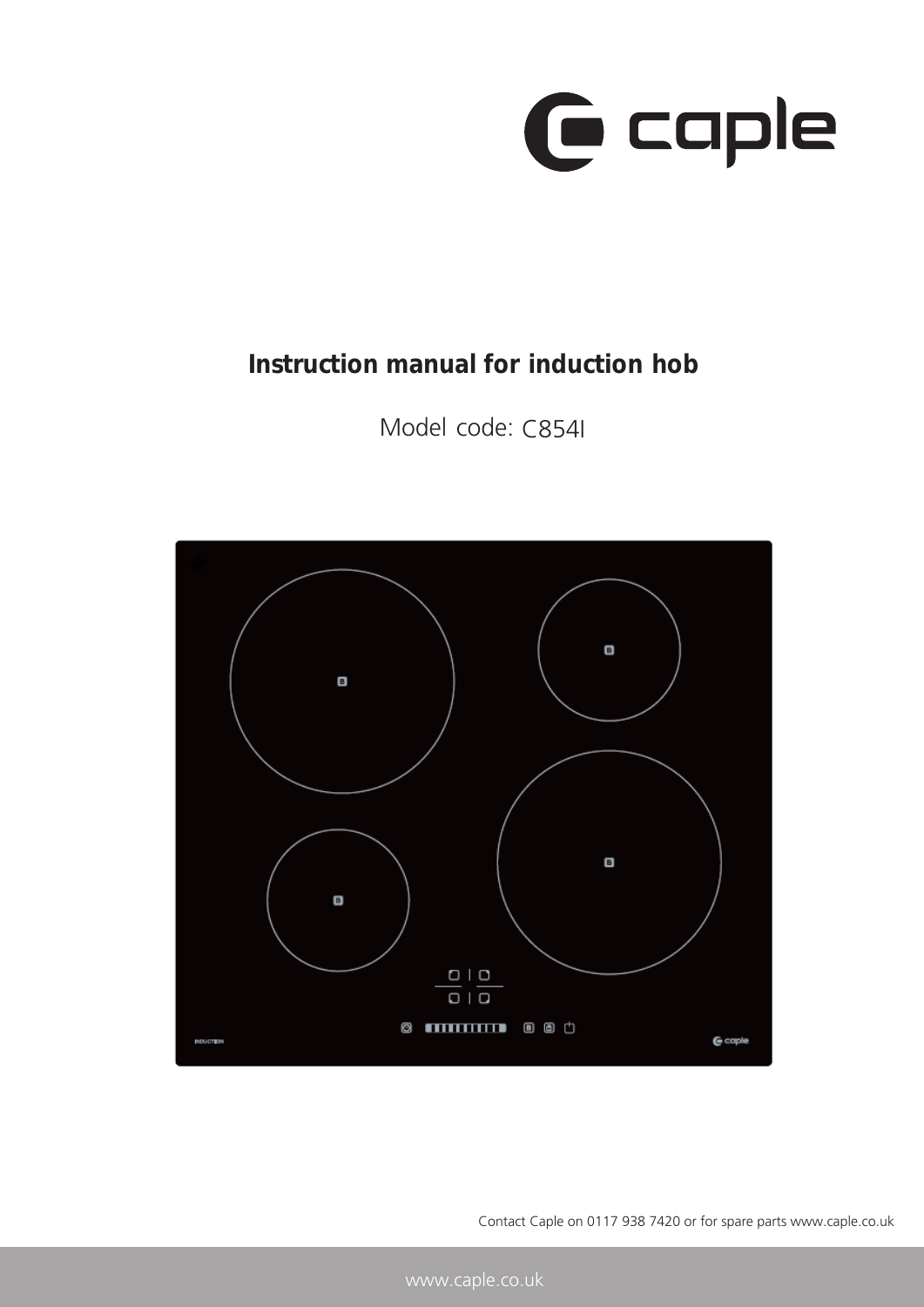caple

# Instruction manual for induction hob

Model code: C854I

Contact Caple on 0117 938 7420 or for spare parts www.caple.co.uk

www.caple.co.uk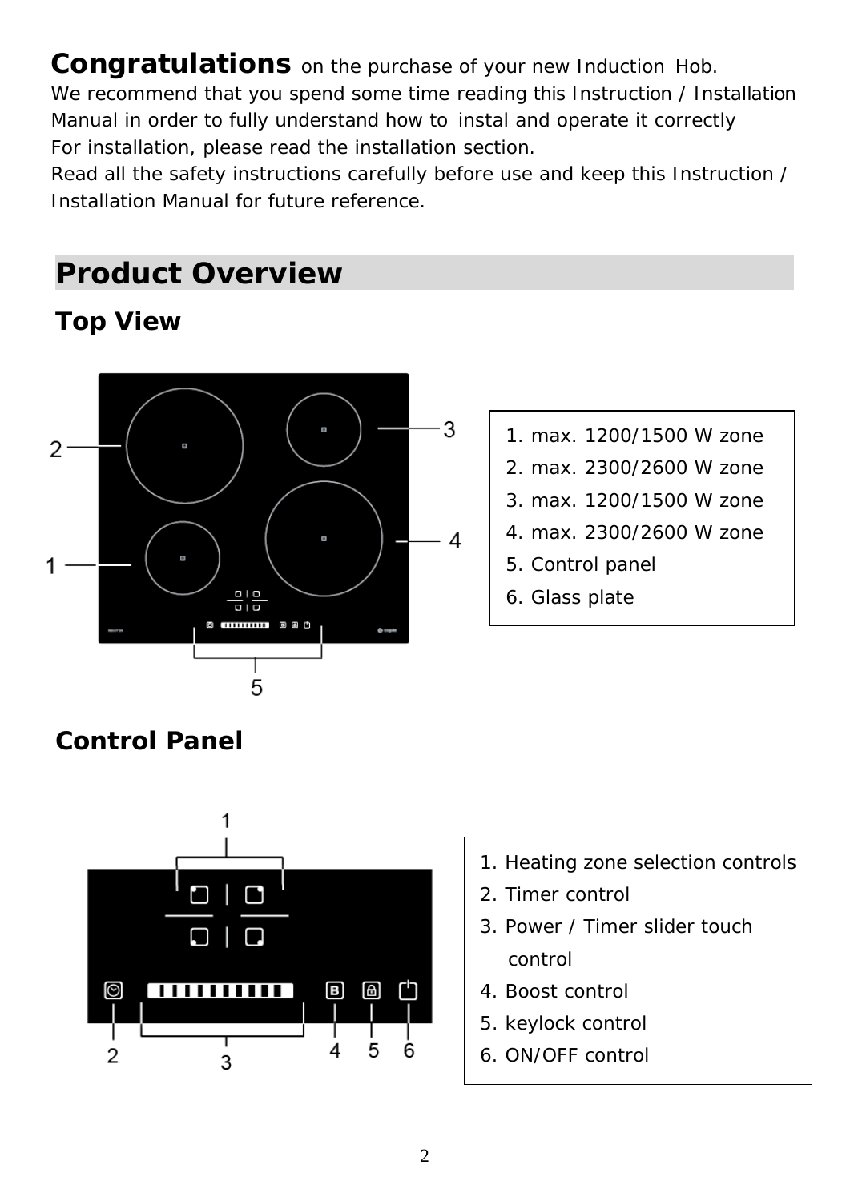**Congratulations** on the purchase of your new Induction Hob.
We recommend that you spend some time reading this Instruction / Installation Manual in order to fully understand how to instal and operate it correctly
For installation, please read the installation section.
Read all the safety instructions carefully before use and keep this Instruction / Installation Manual for future reference.

## Product Overview

### Top View

1. max. 1200/1500 W zone
2. max. 2300/2600 W zone
3. max. 1200/1500 W zone
4. max. 2300/2600 W zone
5. Control panel
6. Glass plate

### Control Panel

1. Heating zone selection controls
2. Timer control
3. Power / Timer slider touch control
4. Boost control
5. keylock control
6. ON/OFF control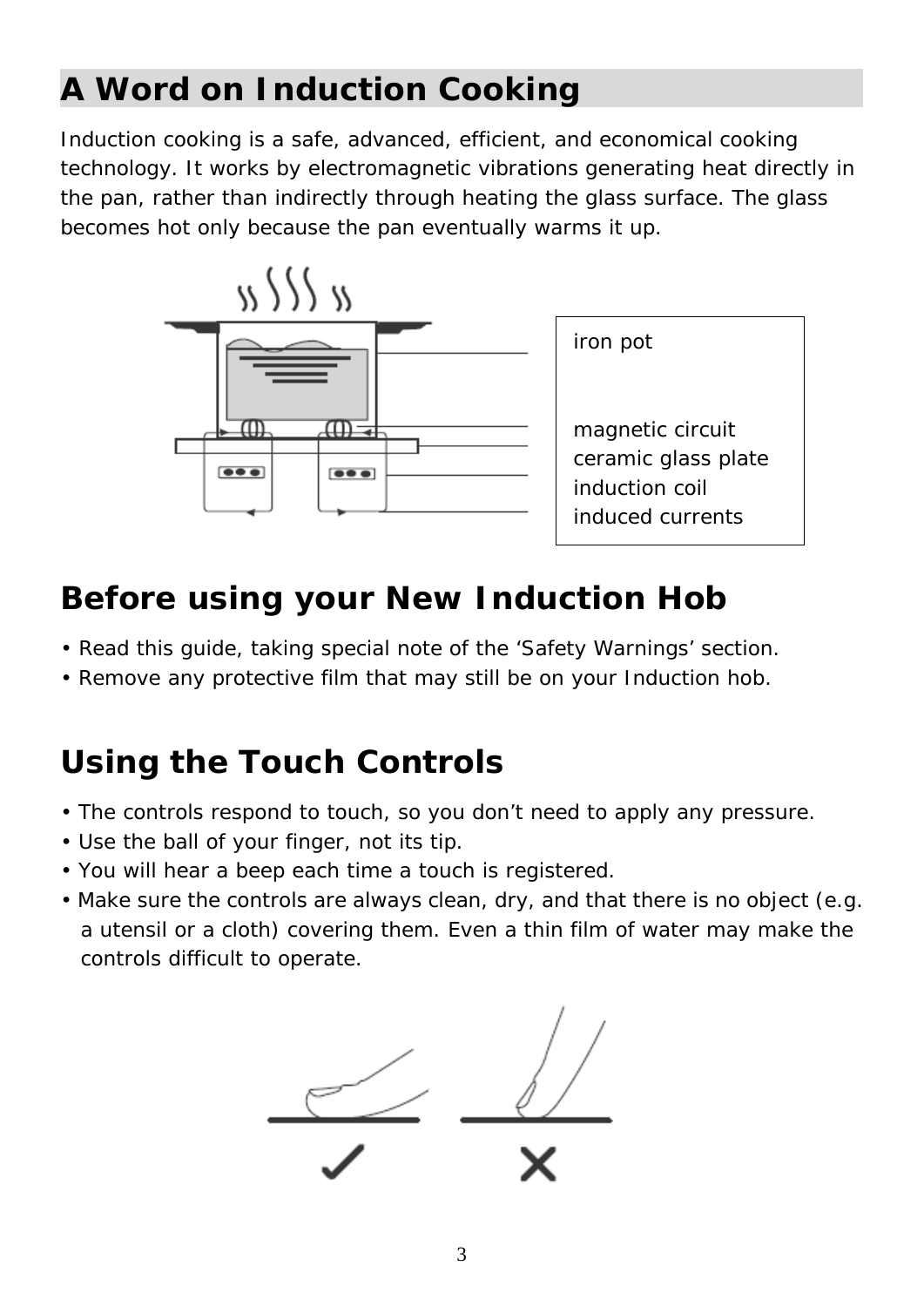## A Word on Induction Cooking

Induction cooking is a safe, advanced, efficient, and economical cooking technology. It works by electromagnetic vibrations generating heat directly in the pan, rather than indirectly through heating the glass surface. The glass becomes hot only because the pan eventually warms it up.

iron pot

magnetic circuit
ceramic glass plate
induction coil
induced currents

## Before using your New Induction Hob

- Read this guide, taking special note of the 'Safety Warnings' section.
- Remove any protective film that may still be on your Induction hob.

## Using the Touch Controls

- The controls respond to touch, so you don't need to apply any pressure.
- Use the ball of your finger, not its tip.
- You will hear a beep each time a touch is registered.
- Make sure the controls are always clean, dry, and that there is no object (e.g. a utensil or a cloth) covering them. Even a thin film of water may make the controls difficult to operate.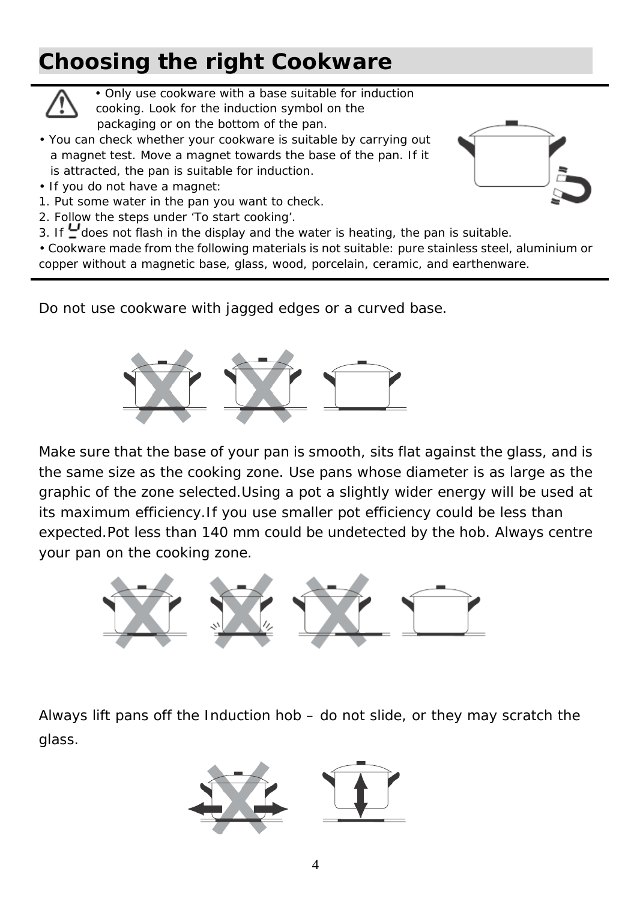## Choosing the right Cookware

- Only use cookware with a base suitable for induction cooking. Look for the induction symbol on the packaging or on the bottom of the pan.
- You can check whether your cookware is suitable by carrying out a magnet test. Move a magnet towards the base of the pan. If it is attracted, the pan is suitable for induction.
- If you do not have a magnet:

1. Put some water in the pan you want to check.
2. Follow the steps under 'To start cooking'.
3. If U does not flash in the display and the water is heating, the pan is suitable.

- Cookware made from the following materials is not suitable: pure stainless steel, aluminium or copper without a magnetic base, glass, wood, porcelain, ceramic, and earthenware.

Do not use cookware with jagged edges or a curved base.

Make sure that the base of your pan is smooth, sits flat against the glass, and is the same size as the cooking zone. Use pans whose diameter is as large as the graphic of the zone selected.Using a pot a slightly wider energy will be used at its maximum efficiency.If you use smaller pot efficiency could be less than expected.Pot less than 140 mm could be undetected by the hob. Always centre your pan on the cooking zone.

Always lift pans off the Induction hob – do not slide, or they may scratch the glass.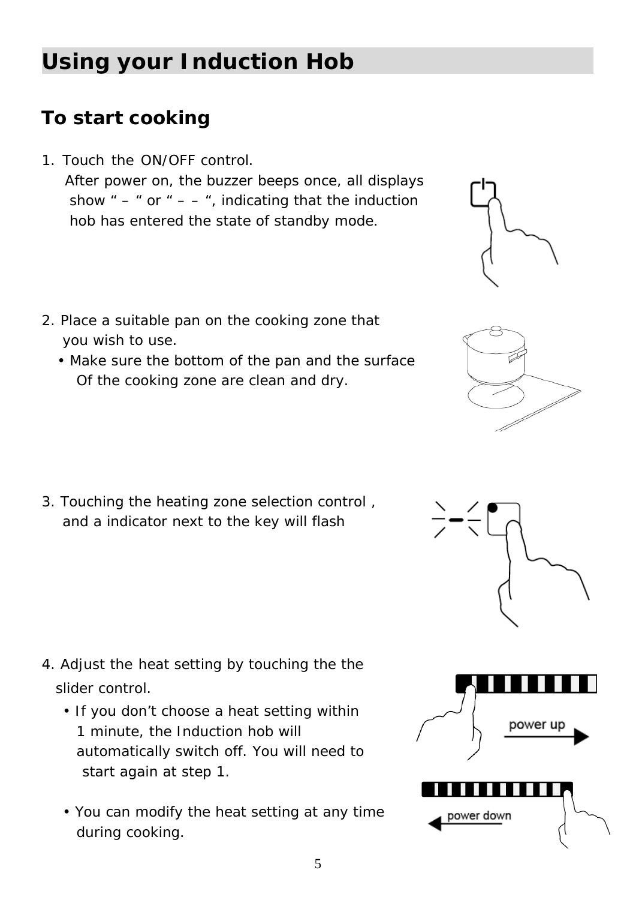# Using your Induction Hob

## To start cooking

1. Touch the ON/OFF control.
   After power on, the buzzer beeps once, all displays show " – " or " – – ", indicating that the induction hob has entered the state of standby mode.

2. Place a suitable pan on the cooking zone that you wish to use.
   - Make sure the bottom of the pan and the surface Of the cooking zone are clean and dry.

3. Touching the heating zone selection control , and a indicator next to the key will flash

4. Adjust the heat setting by touching the the slider control.
   - If you don't choose a heat setting within 1 minute, the Induction hob will automatically switch off. You will need to start again at step 1.
   - You can modify the heat setting at any time during cooking.

power up

power down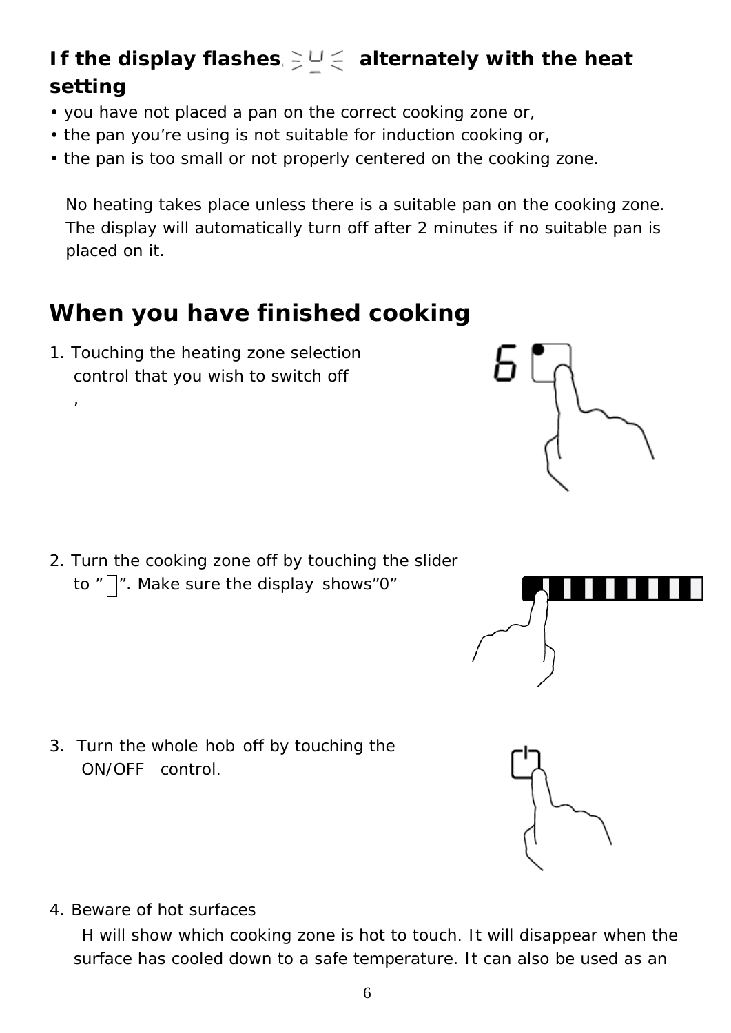**If the display flashes, ≥U≤ alternately with the heat setting**

- you have not placed a pan on the correct cooking zone or,
- the pan you're using is not suitable for induction cooking or,
- the pan is too small or not properly centered on the cooking zone.

No heating takes place unless there is a suitable pan on the cooking zone. The display will automatically turn off after 2 minutes if no suitable pan is placed on it.

## When you have finished cooking

1. Touching the heating zone selection control that you wish to switch off ,

2. Turn the cooking zone off by touching the slider to "▯". Make sure the display shows"0"

3. Turn the whole hob off by touching the ON/OFF control.

4. Beware of hot surfaces

   H will show which cooking zone is hot to touch. It will disappear when the surface has cooled down to a safe temperature. It can also be used as an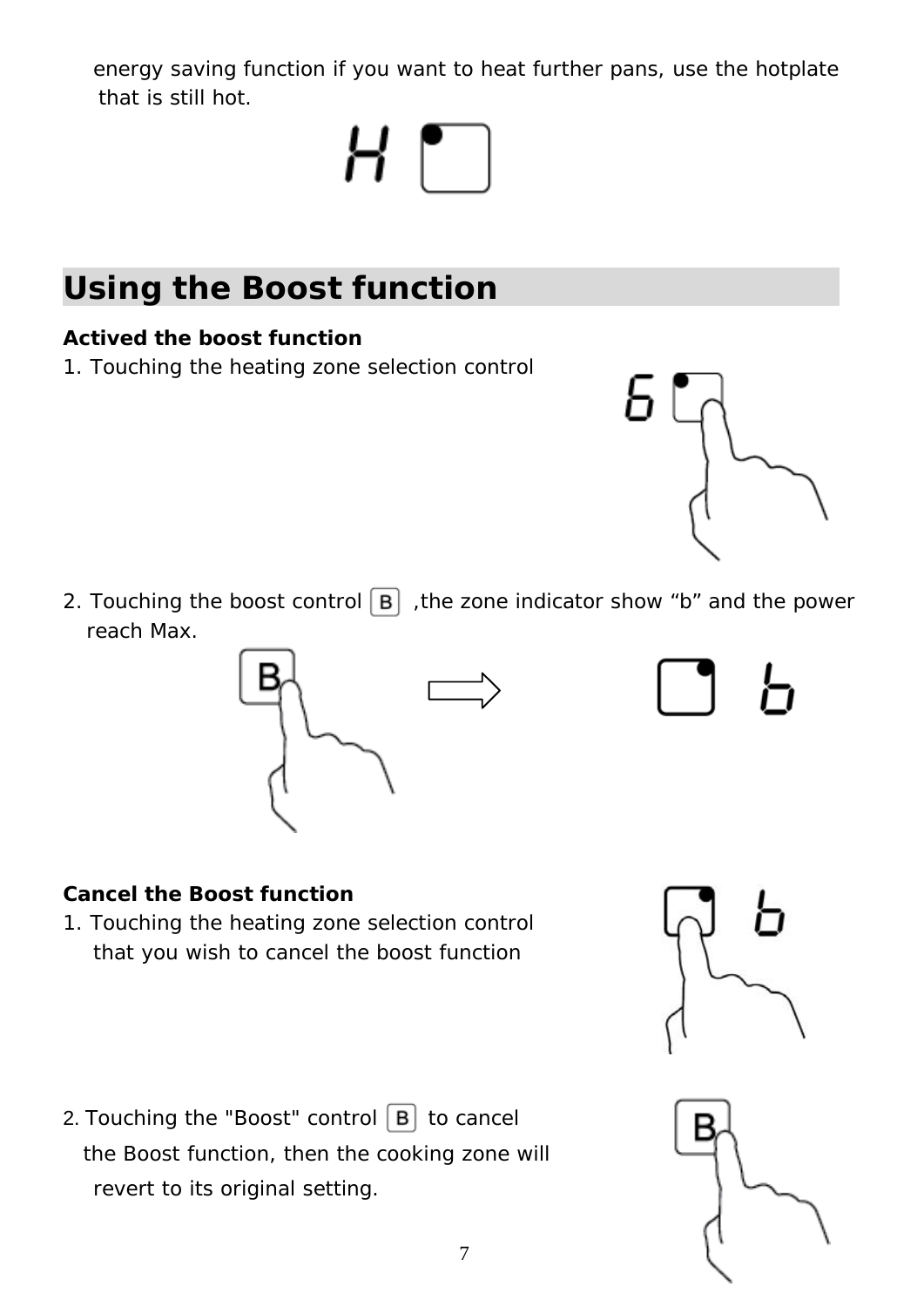energy saving function if you want to heat further pans, use the hotplate that is still hot.

## Using the Boost function

**Actived the boost function**

1. Touching the heating zone selection control

2. Touching the boost control B ,the zone indicator show “b” and the power reach Max.

**Cancel the Boost function**

1. Touching the heating zone selection control that you wish to cancel the boost function

2. Touching the "Boost" control B to cancel the Boost function, then the cooking zone will revert to its original setting.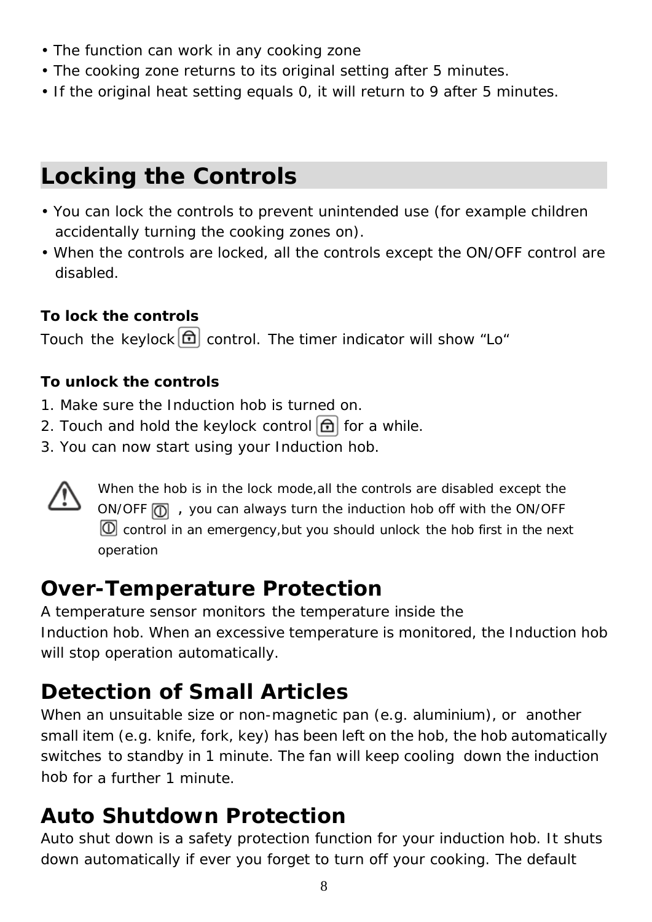- The function can work in any cooking zone
- The cooking zone returns to its original setting after 5 minutes.
- If the original heat setting equals 0, it will return to 9 after 5 minutes.

## Locking the Controls

- You can lock the controls to prevent unintended use (for example children accidentally turning the cooking zones on).
- When the controls are locked, all the controls except the ON/OFF control are disabled.

**To lock the controls**

Touch the keylock control. The timer indicator will show "Lo"

**To unlock the controls**

1. Make sure the Induction hob is turned on.
2. Touch and hold the keylock control for a while.
3. You can now start using your Induction hob.

When the hob is in the lock mode,all the controls are disabled except the ON/OFF , you can always turn the induction hob off with the ON/OFF control in an emergency,but you should unlock the hob first in the next operation

## Over-Temperature Protection

A temperature sensor monitors the temperature inside the Induction hob. When an excessive temperature is monitored, the Induction hob will stop operation automatically.

## Detection of Small Articles

When an unsuitable size or non-magnetic pan (e.g. aluminium), or another small item (e.g. knife, fork, key) has been left on the hob, the hob automatically switches to standby in 1 minute. The fan will keep cooling down the induction hob for a further 1 minute.

## Auto Shutdown Protection

Auto shut down is a safety protection function for your induction hob. It shuts down automatically if ever you forget to turn off your cooking. The default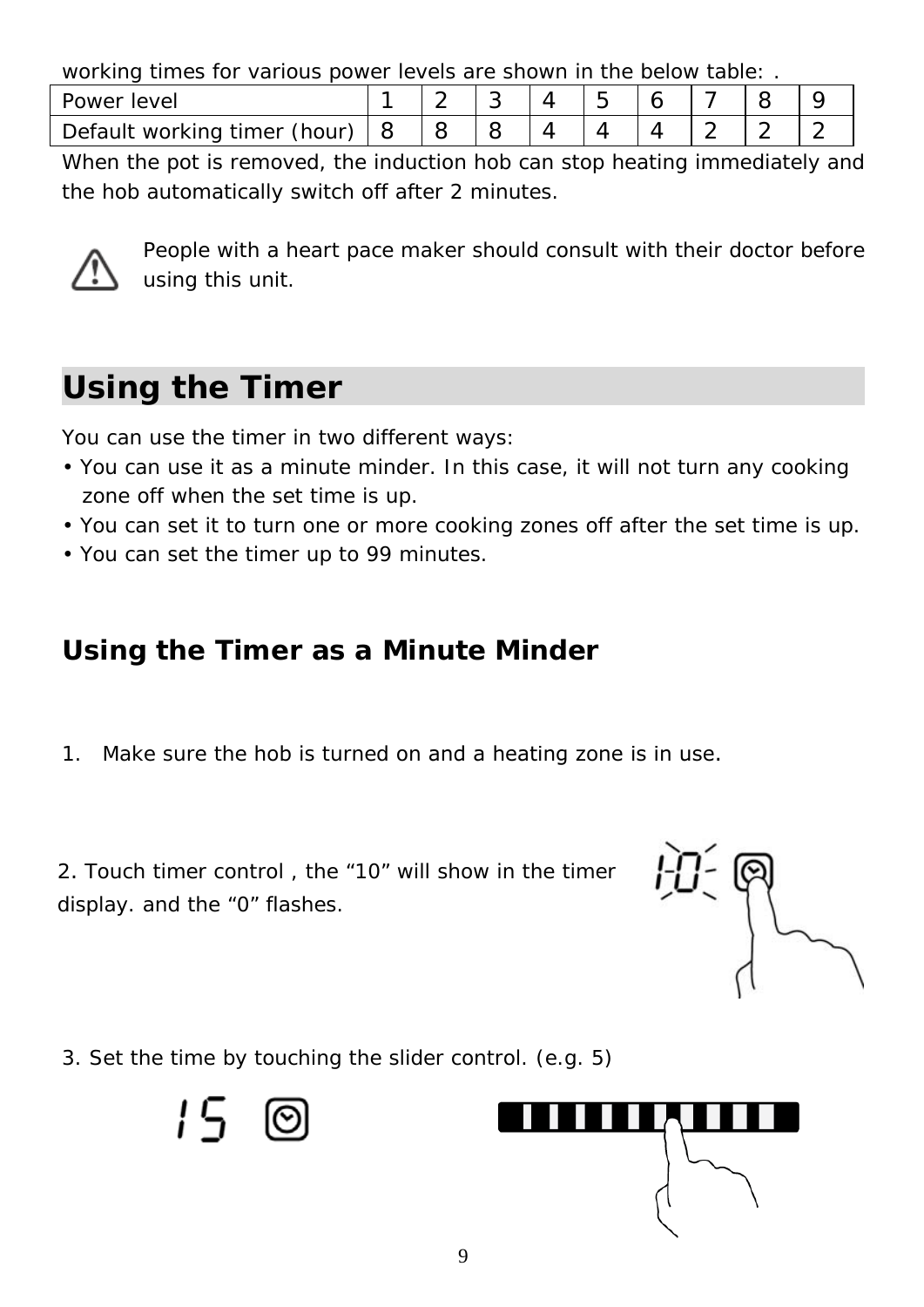working times for various power levels are shown in the below table: .

| Power level | 1 | 2 | 3 | 4 | 5 | 6 | 7 | 8 | 9 |
|---|---|---|---|---|---|---|---|---|---|
| Default working timer (hour) | 8 | 8 | 8 | 4 | 4 | 4 | 2 | 2 | 2 |

When the pot is removed, the induction hob can stop heating immediately and the hob automatically switch off after 2 minutes.

People with a heart pace maker should consult with their doctor before using this unit.

## Using the Timer

You can use the timer in two different ways:

- You can use it as a minute minder. In this case, it will not turn any cooking zone off when the set time is up.
- You can set it to turn one or more cooking zones off after the set time is up.
- You can set the timer up to 99 minutes.

### Using the Timer as a Minute Minder

1. Make sure the hob is turned on and a heating zone is in use.

2. Touch timer control , the “10” will show in the timer display. and the “0” flashes.

3. Set the time by touching the slider control. (e.g. 5)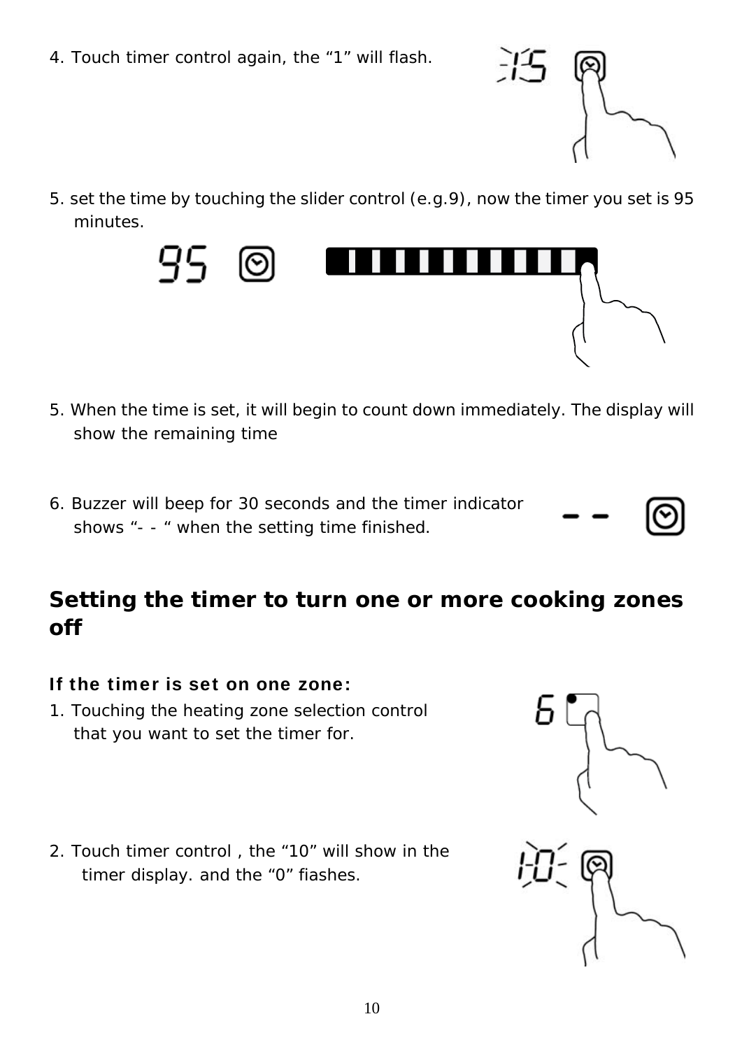4. Touch timer control again, the “1” will flash.

5. set the time by touching the slider control (e.g.9), now the timer you set is 95 minutes.

5. When the time is set, it will begin to count down immediately. The display will show the remaining time

6. Buzzer will beep for 30 seconds and the timer indicator shows “- - “ when the setting time finished.

## Setting the timer to turn one or more cooking zones off

**If the timer is set on one zone:**

1. Touching the heating zone selection control that you want to set the timer for.

2. Touch timer control , the “10” will show in the timer display. and the “0” fiashes.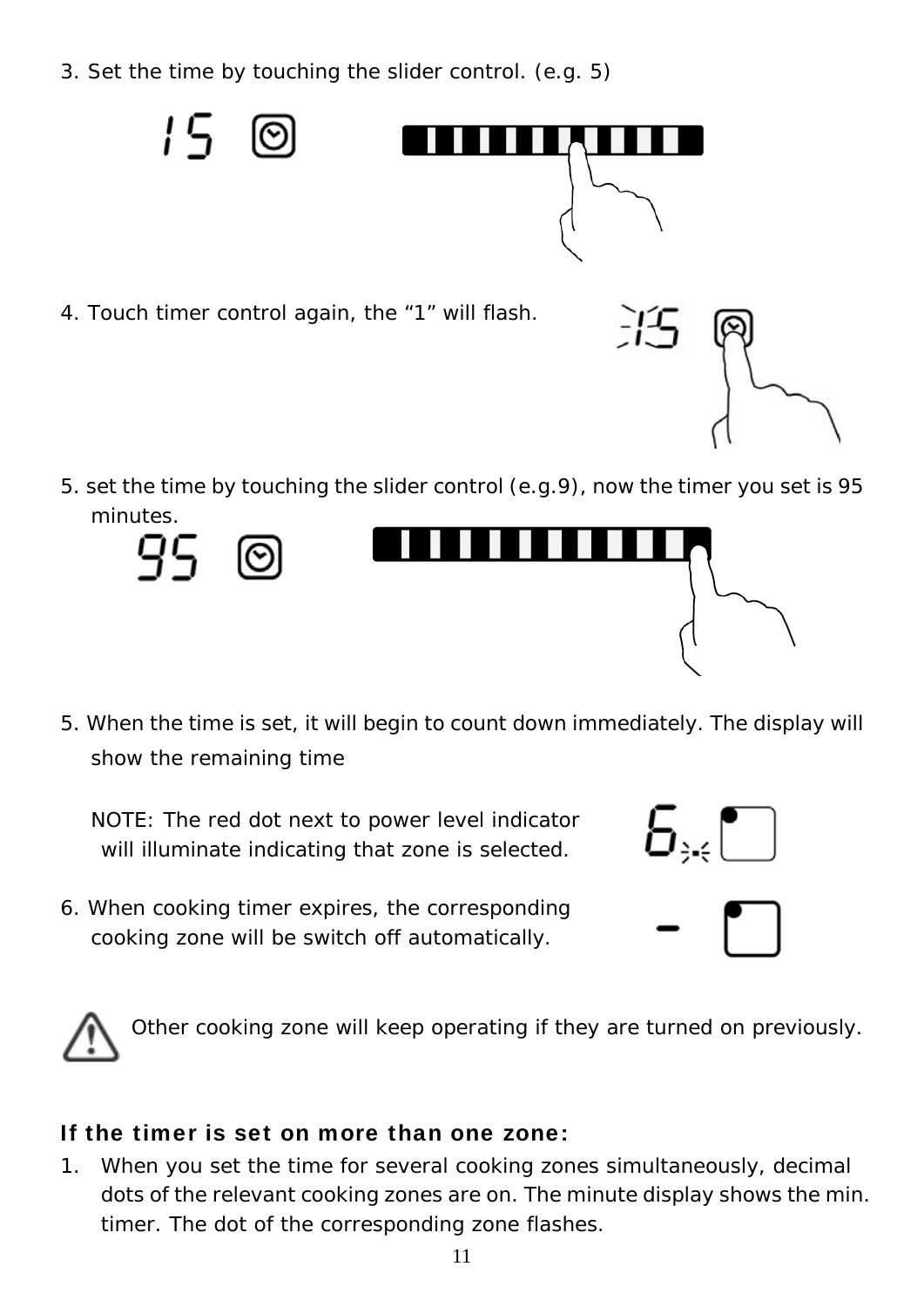3. Set the time by touching the slider control. (e.g. 5)

4. Touch timer control again, the “1” will flash.

5. set the time by touching the slider control (e.g.9), now the timer you set is 95 minutes.

5. When the time is set, it will begin to count down immediately. The display will show the remaining time

   NOTE: The red dot next to power level indicator will illuminate indicating that zone is selected.

6. When cooking timer expires, the corresponding cooking zone will be switch off automatically.

Other cooking zone will keep operating if they are turned on previously.

**If the timer is set on more than one zone:**

1. When you set the time for several cooking zones simultaneously, decimal dots of the relevant cooking zones are on. The minute display shows the min. timer. The dot of the corresponding zone flashes.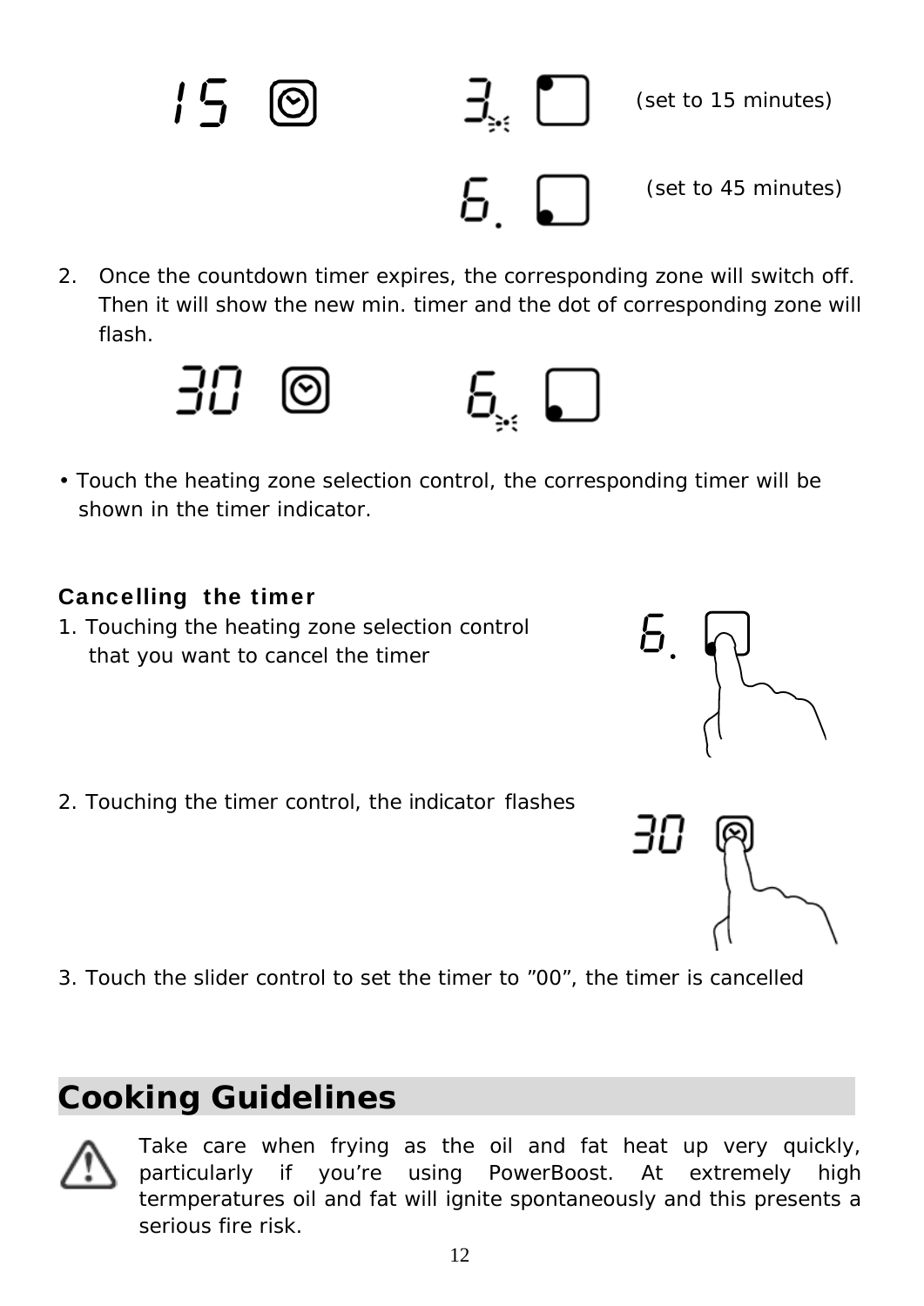(set to 15 minutes)

(set to 45 minutes)

2. Once the countdown timer expires, the corresponding zone will switch off. Then it will show the new min. timer and the dot of corresponding zone will flash.

• Touch the heating zone selection control, the corresponding timer will be shown in the timer indicator.

### Cancelling the timer

1. Touching the heating zone selection control that you want to cancel the timer

2. Touching the timer control, the indicator flashes

3. Touch the slider control to set the timer to ”00”, the timer is cancelled

## Cooking Guidelines

Take care when frying as the oil and fat heat up very quickly, particularly if you’re using PowerBoost. At extremely high termperatures oil and fat will ignite spontaneously and this presents a serious fire risk.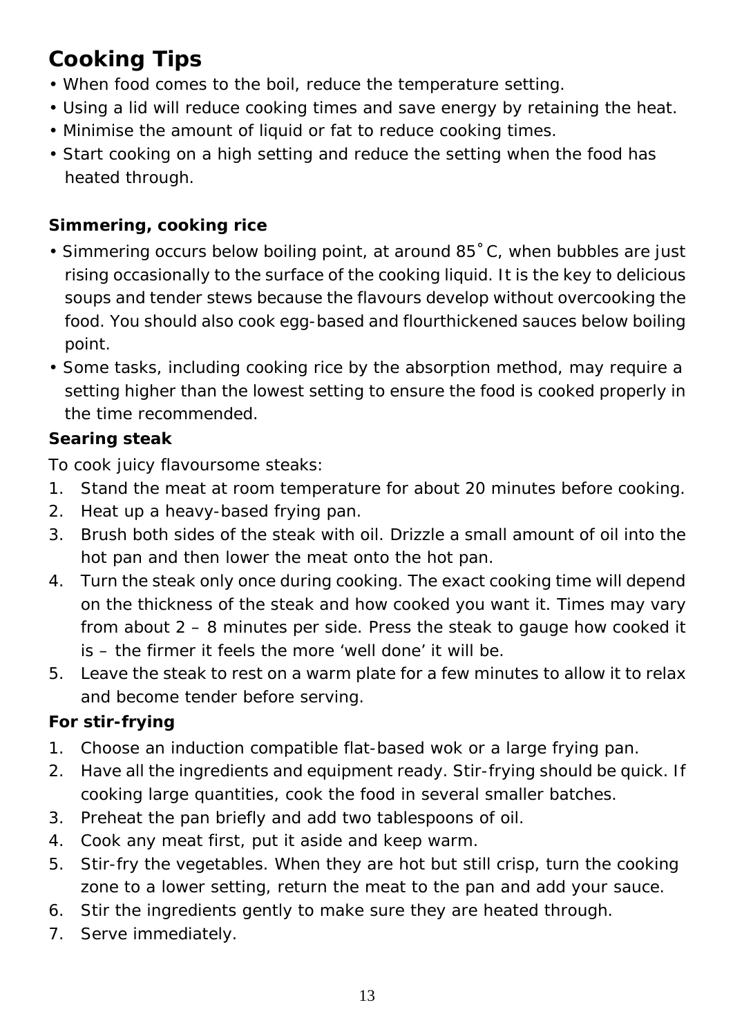## Cooking Tips

- When food comes to the boil, reduce the temperature setting.
- Using a lid will reduce cooking times and save energy by retaining the heat.
- Minimise the amount of liquid or fat to reduce cooking times.
- Start cooking on a high setting and reduce the setting when the food has heated through.

### Simmering, cooking rice

- Simmering occurs below boiling point, at around 85˚C, when bubbles are just rising occasionally to the surface of the cooking liquid. It is the key to delicious soups and tender stews because the flavours develop without overcooking the food. You should also cook egg-based and flourthickened sauces below boiling point.
- Some tasks, including cooking rice by the absorption method, may require a setting higher than the lowest setting to ensure the food is cooked properly in the time recommended.

### Searing steak

To cook juicy flavoursome steaks:

1. Stand the meat at room temperature for about 20 minutes before cooking.
2. Heat up a heavy-based frying pan.
3. Brush both sides of the steak with oil. Drizzle a small amount of oil into the hot pan and then lower the meat onto the hot pan.
4. Turn the steak only once during cooking. The exact cooking time will depend on the thickness of the steak and how cooked you want it. Times may vary from about 2 – 8 minutes per side. Press the steak to gauge how cooked it is – the firmer it feels the more 'well done' it will be.
5. Leave the steak to rest on a warm plate for a few minutes to allow it to relax and become tender before serving.

### For stir-frying

1. Choose an induction compatible flat-based wok or a large frying pan.
2. Have all the ingredients and equipment ready. Stir-frying should be quick. If cooking large quantities, cook the food in several smaller batches.
3. Preheat the pan briefly and add two tablespoons of oil.
4. Cook any meat first, put it aside and keep warm.
5. Stir-fry the vegetables. When they are hot but still crisp, turn the cooking zone to a lower setting, return the meat to the pan and add your sauce.
6. Stir the ingredients gently to make sure they are heated through.
7. Serve immediately.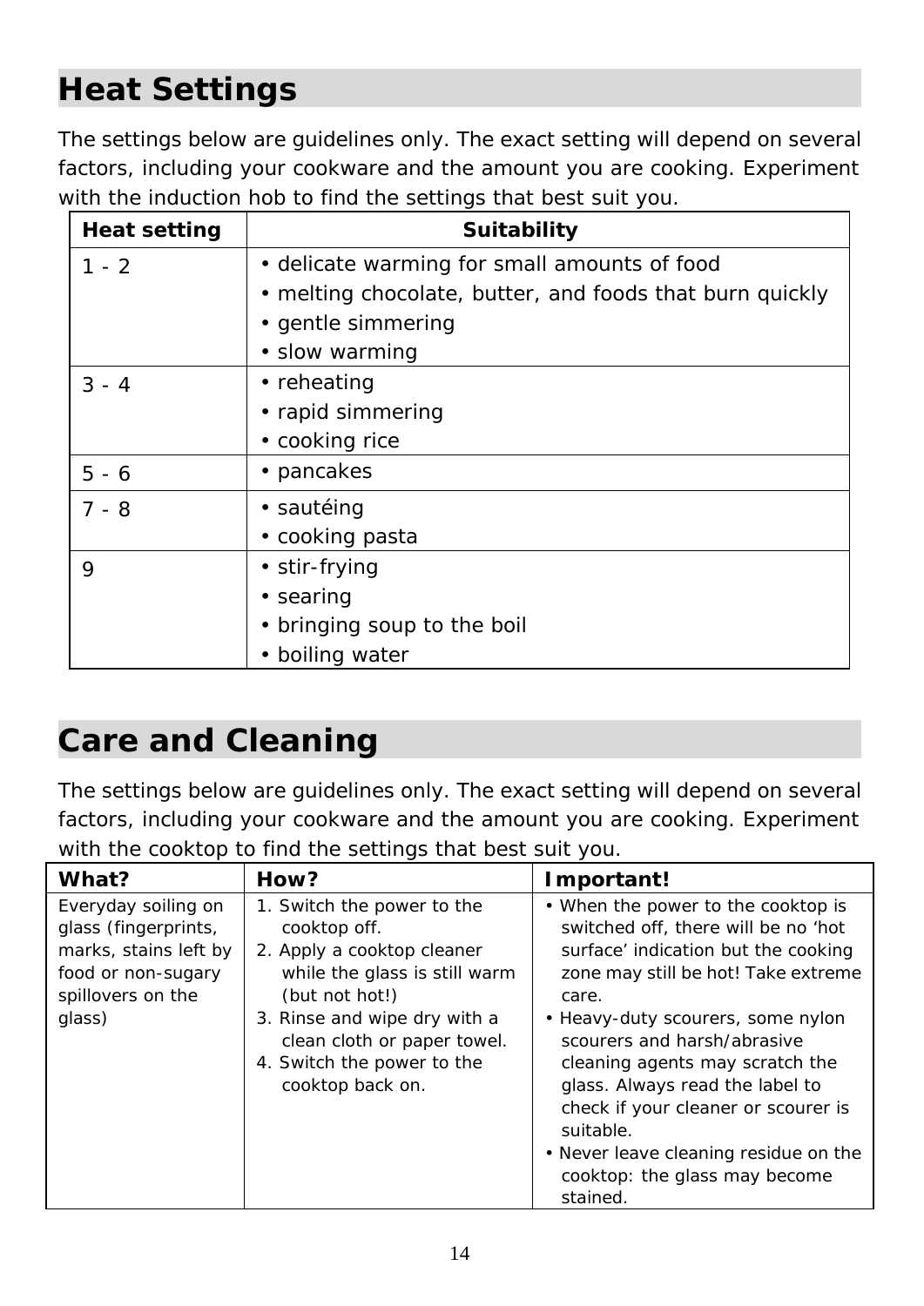## Heat Settings

The settings below are guidelines only. The exact setting will depend on several factors, including your cookware and the amount you are cooking. Experiment with the induction hob to find the settings that best suit you.

| Heat setting | Suitability |
|---|---|
| 1 - 2 | • delicate warming for small amounts of food<br>• melting chocolate, butter, and foods that burn quickly<br>• gentle simmering<br>• slow warming |
| 3 - 4 | • reheating<br>• rapid simmering<br>• cooking rice |
| 5 - 6 | • pancakes |
| 7 - 8 | • sautéing<br>• cooking pasta |
| 9 | • stir-frying<br>• searing<br>• bringing soup to the boil<br>• boiling water |

## Care and Cleaning

The settings below are guidelines only. The exact setting will depend on several factors, including your cookware and the amount you are cooking. Experiment with the cooktop to find the settings that best suit you.

| What? | How? | Important! |
|---|---|---|
| Everyday soiling on glass (fingerprints, marks, stains left by food or non-sugary spillovers on the glass) | 1. Switch the power to the cooktop off.<br>2. Apply a cooktop cleaner while the glass is still warm (but not hot!)<br>3. Rinse and wipe dry with a clean cloth or paper towel.<br>4. Switch the power to the cooktop back on. | • When the power to the cooktop is switched off, there will be no 'hot surface' indication but the cooking zone may still be hot! Take extreme care.<br>• Heavy-duty scourers, some nylon scourers and harsh/abrasive cleaning agents may scratch the glass. Always read the label to check if your cleaner or scourer is suitable.<br>• Never leave cleaning residue on the cooktop: the glass may become stained. |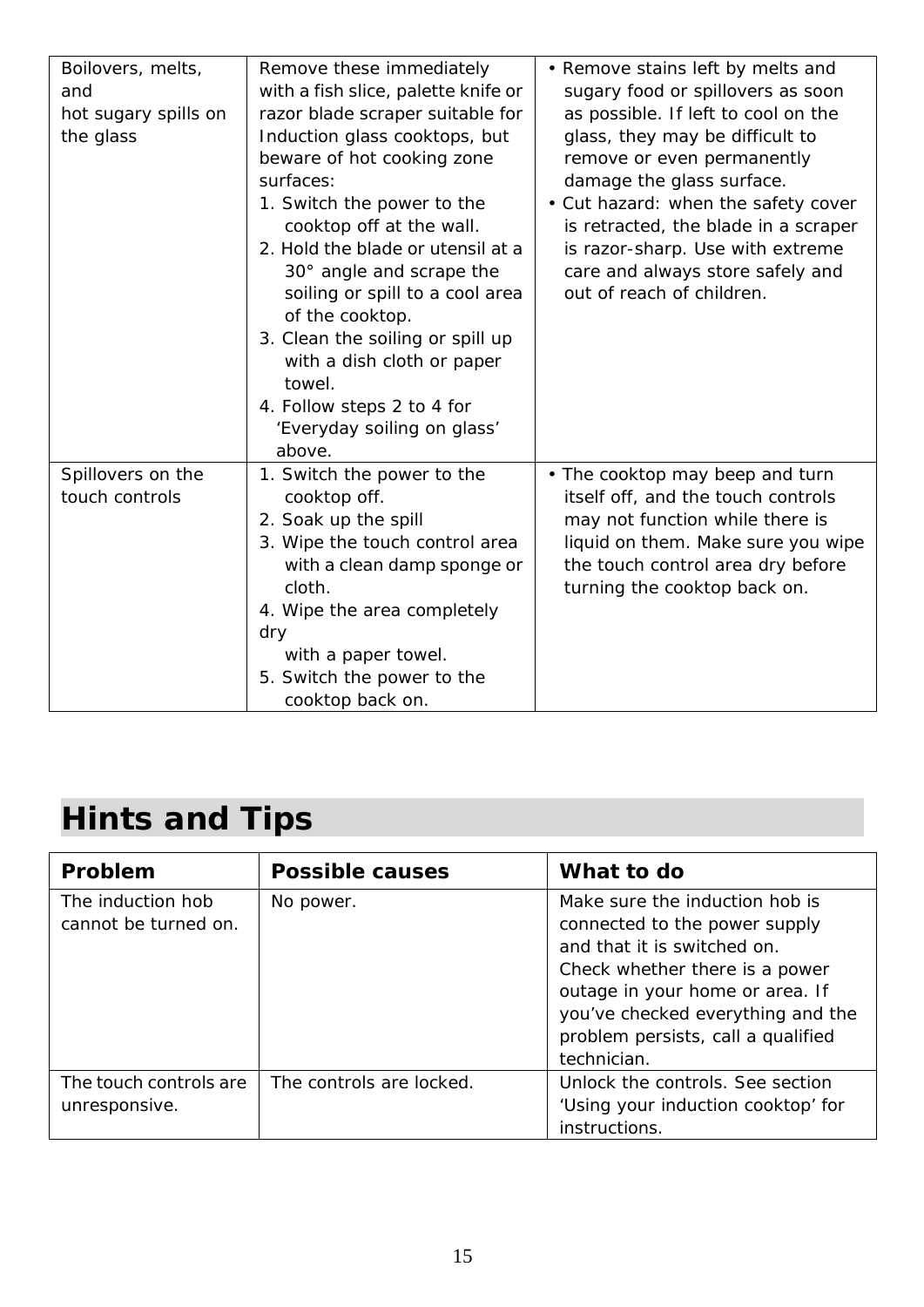| Boilovers, melts, and hot sugary spills on the glass | Remove these immediately with a fish slice, palette knife or razor blade scraper suitable for Induction glass cooktops, but beware of hot cooking zone surfaces:<br>1. Switch the power to the cooktop off at the wall.<br>2. Hold the blade or utensil at a 30° angle and scrape the soiling or spill to a cool area of the cooktop.<br>3. Clean the soiling or spill up with a dish cloth or paper towel.<br>4. Follow steps 2 to 4 for 'Everyday soiling on glass' above. | • Remove stains left by melts and sugary food or spillovers as soon as possible. If left to cool on the glass, they may be difficult to remove or even permanently damage the glass surface.<br>• Cut hazard: when the safety cover is retracted, the blade in a scraper is razor-sharp. Use with extreme care and always store safely and out of reach of children. |
|---|---|---|
| Spillovers on the touch controls | 1. Switch the power to the cooktop off.<br>2. Soak up the spill<br>3. Wipe the touch control area with a clean damp sponge or cloth.<br>4. Wipe the area completely dry with a paper towel.<br>5. Switch the power to the cooktop back on. | • The cooktop may beep and turn itself off, and the touch controls may not function while there is liquid on them. Make sure you wipe the touch control area dry before turning the cooktop back on. |

# Hints and Tips

| Problem | Possible causes | What to do |
|---|---|---|
| The induction hob cannot be turned on. | No power. | Make sure the induction hob is connected to the power supply and that it is switched on.<br>Check whether there is a power outage in your home or area. If you've checked everything and the problem persists, call a qualified technician. |
| The touch controls are unresponsive. | The controls are locked. | Unlock the controls. See section 'Using your induction cooktop' for instructions. |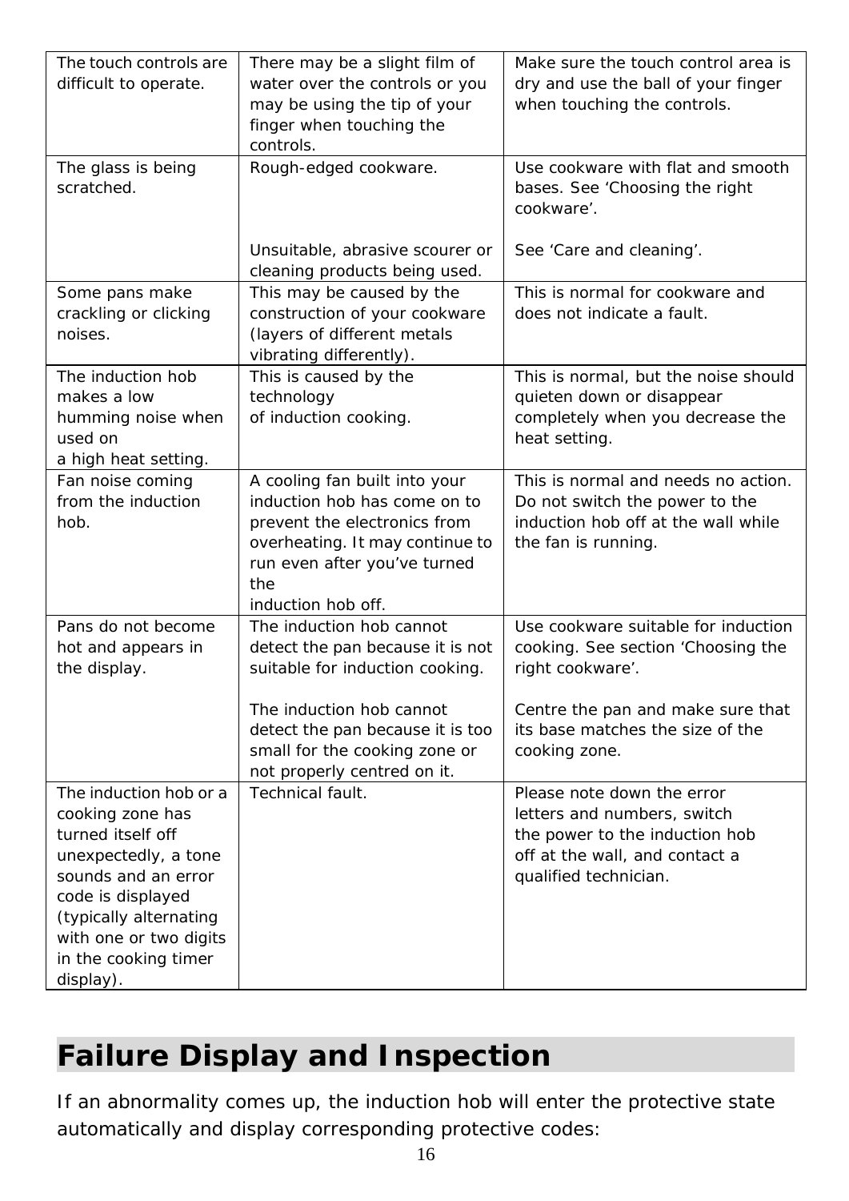| | | |
|---|---|---|
| The touch controls are difficult to operate. | There may be a slight film of water over the controls or you may be using the tip of your finger when touching the controls. | Make sure the touch control area is dry and use the ball of your finger when touching the controls. |
| The glass is being scratched. | Rough-edged cookware.<br><br>Unsuitable, abrasive scourer or cleaning products being used. | Use cookware with flat and smooth bases. See 'Choosing the right cookware'.<br><br>See 'Care and cleaning'. |
| Some pans make crackling or clicking noises. | This may be caused by the construction of your cookware (layers of different metals vibrating differently). | This is normal for cookware and does not indicate a fault. |
| The induction hob makes a low humming noise when used on a high heat setting. | This is caused by the technology of induction cooking. | This is normal, but the noise should quieten down or disappear completely when you decrease the heat setting. |
| Fan noise coming from the induction hob. | A cooling fan built into your induction hob has come on to prevent the electronics from overheating. It may continue to run even after you've turned the induction hob off. | This is normal and needs no action. Do not switch the power to the induction hob off at the wall while the fan is running. |
| Pans do not become hot and appears in the display. | The induction hob cannot detect the pan because it is not suitable for induction cooking.<br><br>The induction hob cannot detect the pan because it is too small for the cooking zone or not properly centred on it. | Use cookware suitable for induction cooking. See section 'Choosing the right cookware'.<br><br>Centre the pan and make sure that its base matches the size of the cooking zone. |
| The induction hob or a cooking zone has turned itself off unexpectedly, a tone sounds and an error code is displayed (typically alternating with one or two digits in the cooking timer display). | Technical fault. | Please note down the error letters and numbers, switch the power to the induction hob off at the wall, and contact a qualified technician. |

# Failure Display and Inspection

If an abnormality comes up, the induction hob will enter the protective state automatically and display corresponding protective codes: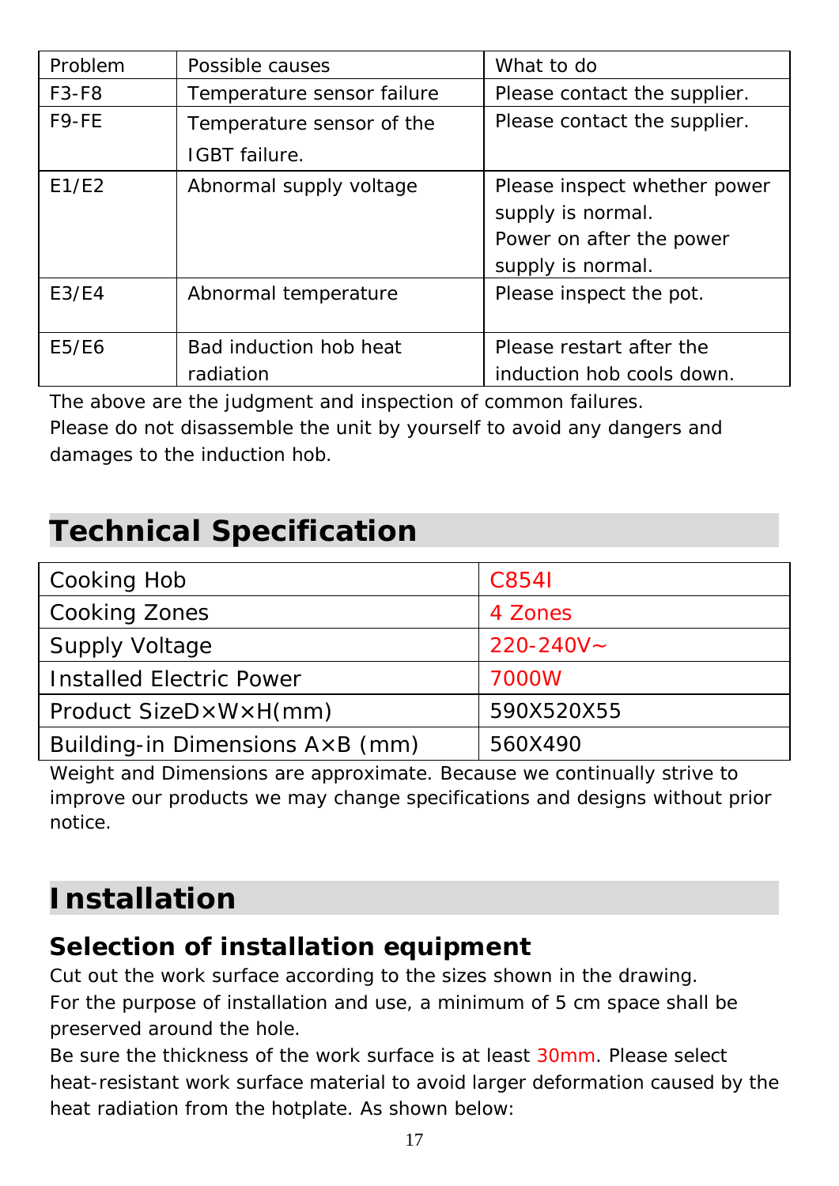| Problem | Possible causes | What to do |
|---|---|---|
| F3-F8 | Temperature sensor failure | Please contact the supplier. |
| F9-FE | Temperature sensor of the IGBT failure. | Please contact the supplier. |
| E1/E2 | Abnormal supply voltage | Please inspect whether power supply is normal.<br>Power on after the power supply is normal. |
| E3/E4 | Abnormal temperature | Please inspect the pot. |
| E5/E6 | Bad induction hob heat radiation | Please restart after the induction hob cools down. |

The above are the judgment and inspection of common failures.
Please do not disassemble the unit by yourself to avoid any dangers and damages to the induction hob.

# Technical Specification

| Cooking Hob | C854I |
|---|---|
| Cooking Zones | 4 Zones |
| Supply Voltage | 220-240V~ |
| Installed Electric Power | 7000W |
| Product Size D×W×H(mm) | 590X520X55 |
| Building-in Dimensions A×B (mm) | 560X490 |

Weight and Dimensions are approximate. Because we continually strive to improve our products we may change specifications and designs without prior notice.

# Installation

## Selection of installation equipment

Cut out the work surface according to the sizes shown in the drawing.
For the purpose of installation and use, a minimum of 5 cm space shall be preserved around the hole.
Be sure the thickness of the work surface is at least 30mm. Please select heat-resistant work surface material to avoid larger deformation caused by the heat radiation from the hotplate. As shown below: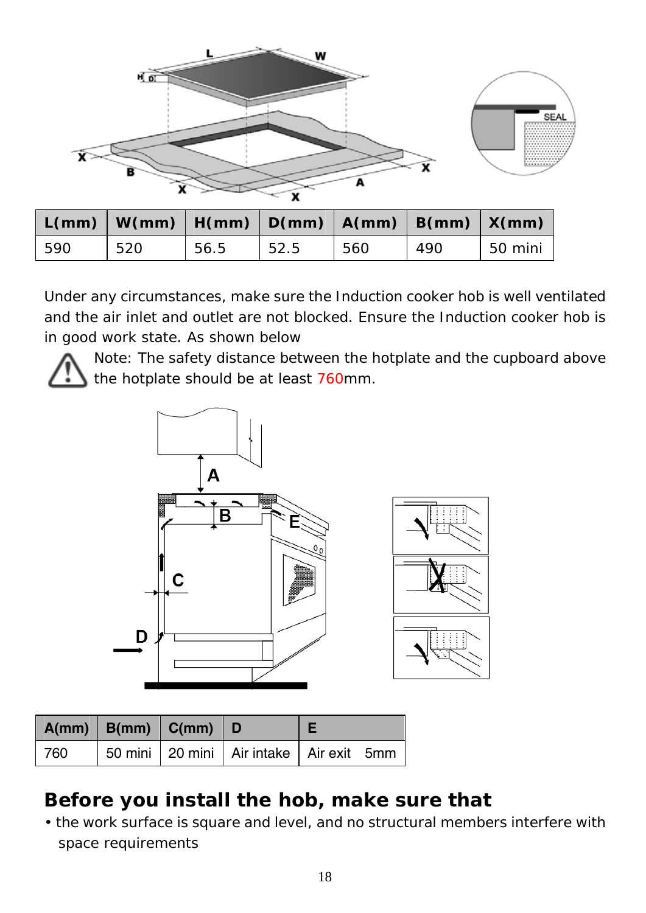| L(mm) | W(mm) | H(mm) | D(mm) | A(mm) | B(mm) | X(mm) |
|---|---|---|---|---|---|---|
| 590 | 520 | 56.5 | 52.5 | 560 | 490 | 50 mini |

Under any circumstances, make sure the Induction cooker hob is well ventilated and the air inlet and outlet are not blocked. Ensure the Induction cooker hob is in good work state. As shown below

Note: The safety distance between the hotplate and the cupboard above the hotplate should be at least 760mm.

| A(mm) | B(mm) | C(mm) | D | E |
|---|---|---|---|---|
| 760 | 50 mini | 20 mini | Air intake | Air exit 5mm |

## Before you install the hob, make sure that

- the work surface is square and level, and no structural members interfere with space requirements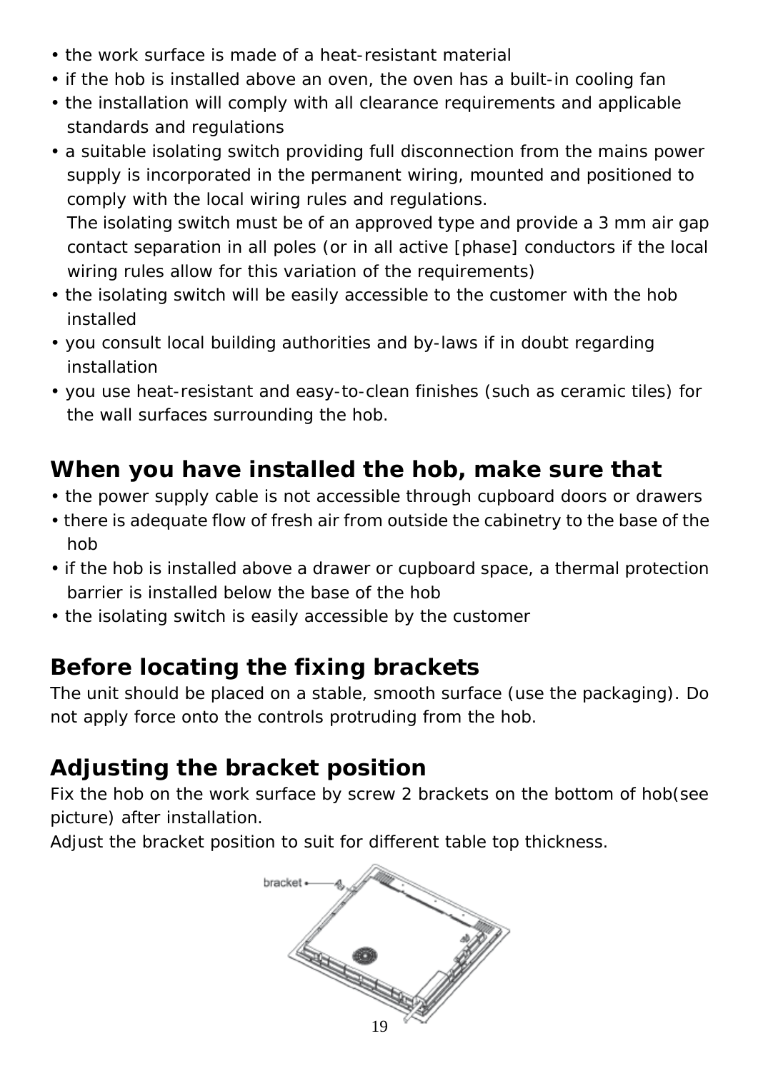- the work surface is made of a heat-resistant material
- if the hob is installed above an oven, the oven has a built-in cooling fan
- the installation will comply with all clearance requirements and applicable standards and regulations
- a suitable isolating switch providing full disconnection from the mains power supply is incorporated in the permanent wiring, mounted and positioned to comply with the local wiring rules and regulations.
  The isolating switch must be of an approved type and provide a 3 mm air gap contact separation in all poles (or in all active [phase] conductors if the local wiring rules allow for this variation of the requirements)
- the isolating switch will be easily accessible to the customer with the hob installed
- you consult local building authorities and by-laws if in doubt regarding installation
- you use heat-resistant and easy-to-clean finishes (such as ceramic tiles) for the wall surfaces surrounding the hob.

## When you have installed the hob, make sure that

- the power supply cable is not accessible through cupboard doors or drawers
- there is adequate flow of fresh air from outside the cabinetry to the base of the hob
- if the hob is installed above a drawer or cupboard space, a thermal protection barrier is installed below the base of the hob
- the isolating switch is easily accessible by the customer

## Before locating the fixing brackets

The unit should be placed on a stable, smooth surface (use the packaging). Do not apply force onto the controls protruding from the hob.

## Adjusting the bracket position

Fix the hob on the work surface by screw 2 brackets on the bottom of hob(see picture) after installation.

Adjust the bracket position to suit for different table top thickness.

bracket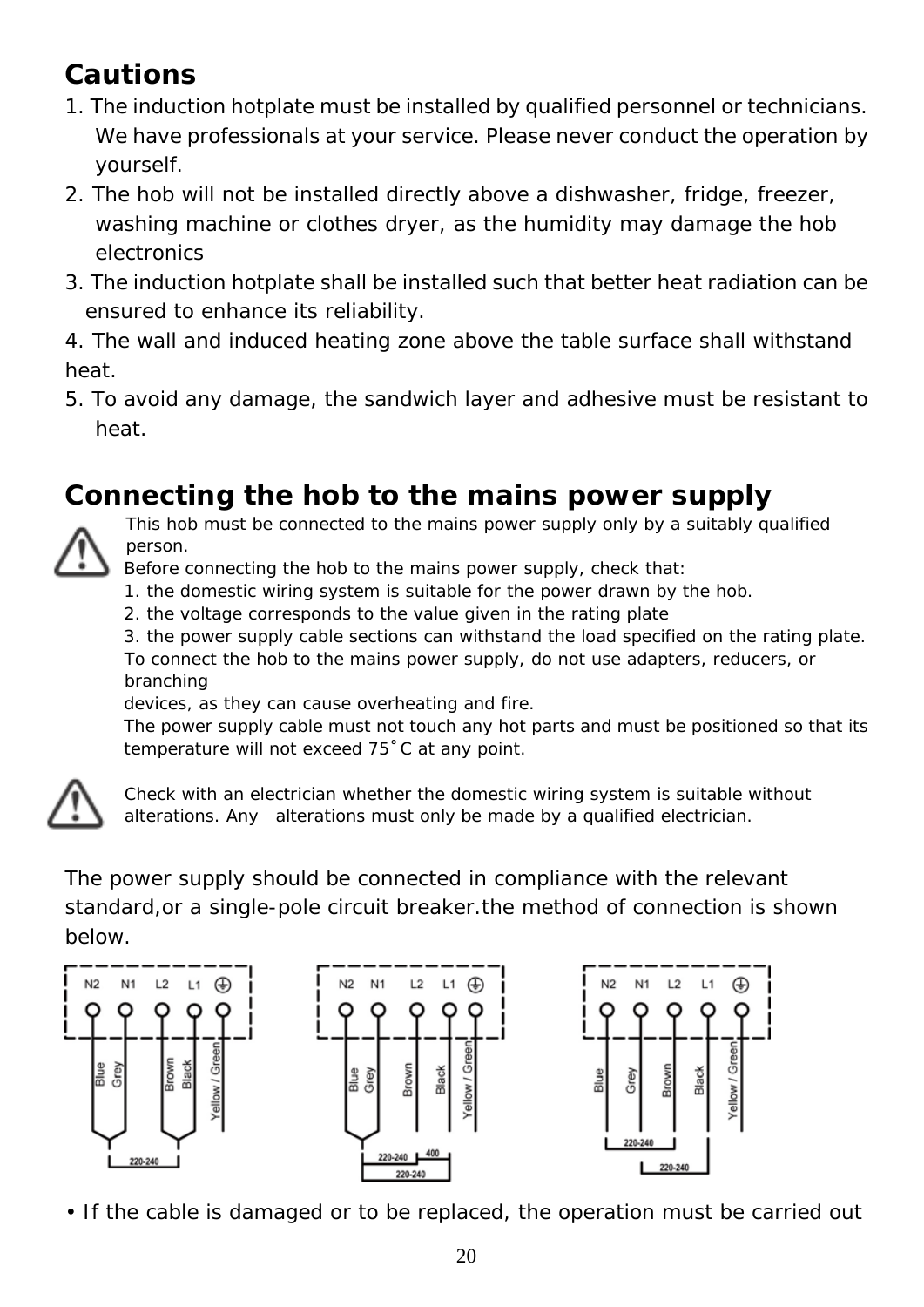## Cautions

1. The induction hotplate must be installed by qualified personnel or technicians. We have professionals at your service. Please never conduct the operation by yourself.
2. The hob will not be installed directly above a dishwasher, fridge, freezer, washing machine or clothes dryer, as the humidity may damage the hob electronics
3. The induction hotplate shall be installed such that better heat radiation can be ensured to enhance its reliability.
4. The wall and induced heating zone above the table surface shall withstand heat.
5. To avoid any damage, the sandwich layer and adhesive must be resistant to heat.

## Connecting the hob to the mains power supply

This hob must be connected to the mains power supply only by a suitably qualified person.
Before connecting the hob to the mains power supply, check that:
1. the domestic wiring system is suitable for the power drawn by the hob.
2. the voltage corresponds to the value given in the rating plate
3. the power supply cable sections can withstand the load specified on the rating plate.
To connect the hob to the mains power supply, do not use adapters, reducers, or branching devices, as they can cause overheating and fire.
The power supply cable must not touch any hot parts and must be positioned so that its temperature will not exceed 75˚C at any point.

Check with an electrician whether the domestic wiring system is suitable without alterations. Any alterations must only be made by a qualified electrician.

The power supply should be connected in compliance with the relevant standard,or a single-pole circuit breaker.the method of connection is shown below.

N2 N1 L2 L1 ⏚ — Blue, Grey, Brown, Black, Yellow / Green — 220-240

N2 N1 L2 L1 ⏚ — Blue, Grey, Brown, Black, Yellow / Green — 220-240, 400, 220-240

N2 N1 L2 L1 ⏚ — Blue, Grey, Brown, Black, Yellow / Green — 220-240, 220-240

• If the cable is damaged or to be replaced, the operation must be carried out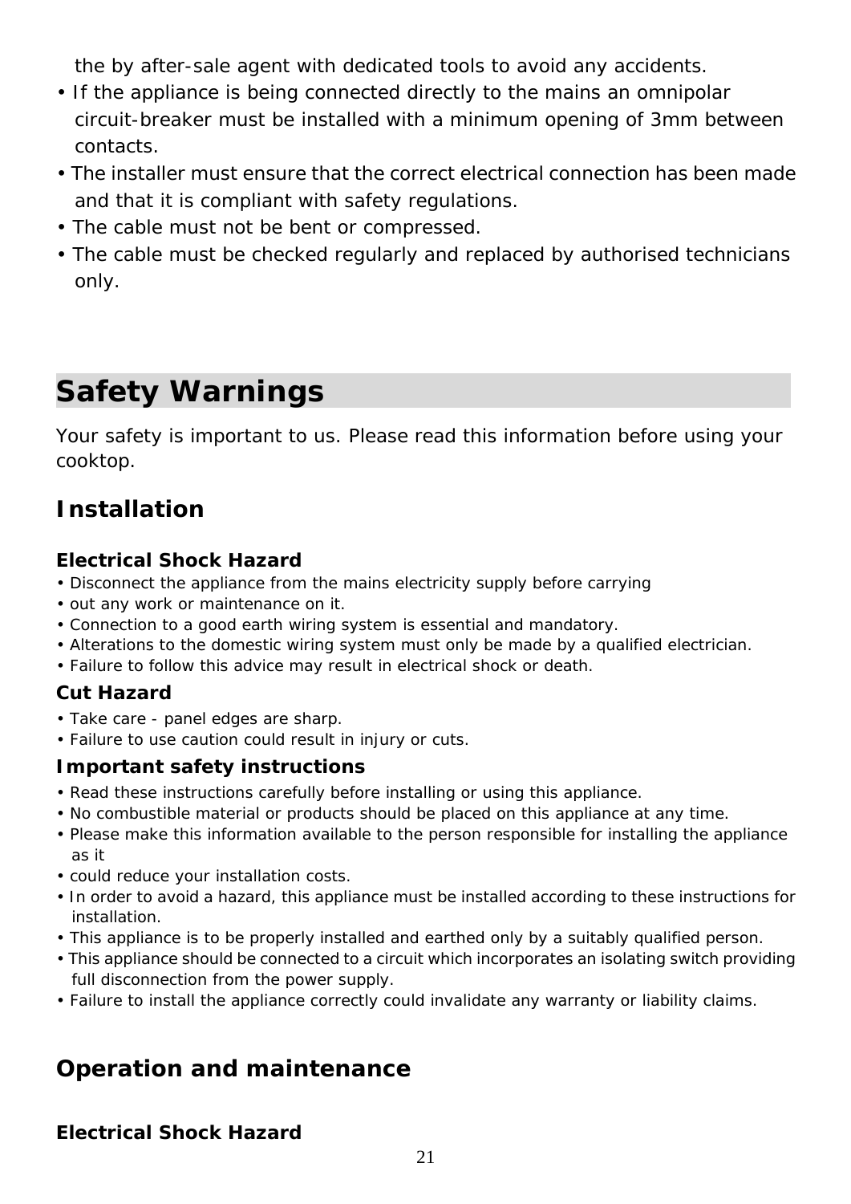the by after-sale agent with dedicated tools to avoid any accidents.

- If the appliance is being connected directly to the mains an omnipolar circuit-breaker must be installed with a minimum opening of 3mm between contacts.
- The installer must ensure that the correct electrical connection has been made and that it is compliant with safety regulations.
- The cable must not be bent or compressed.
- The cable must be checked regularly and replaced by authorised technicians only.

# Safety Warnings

Your safety is important to us. Please read this information before using your cooktop.

## Installation

### Electrical Shock Hazard

- Disconnect the appliance from the mains electricity supply before carrying
- out any work or maintenance on it.
- Connection to a good earth wiring system is essential and mandatory.
- Alterations to the domestic wiring system must only be made by a qualified electrician.
- Failure to follow this advice may result in electrical shock or death.

### Cut Hazard

- Take care - panel edges are sharp.
- Failure to use caution could result in injury or cuts.

### Important safety instructions

- Read these instructions carefully before installing or using this appliance.
- No combustible material or products should be placed on this appliance at any time.
- Please make this information available to the person responsible for installing the appliance as it
- could reduce your installation costs.
- In order to avoid a hazard, this appliance must be installed according to these instructions for installation.
- This appliance is to be properly installed and earthed only by a suitably qualified person.
- This appliance should be connected to a circuit which incorporates an isolating switch providing full disconnection from the power supply.
- Failure to install the appliance correctly could invalidate any warranty or liability claims.

## Operation and maintenance

### Electrical Shock Hazard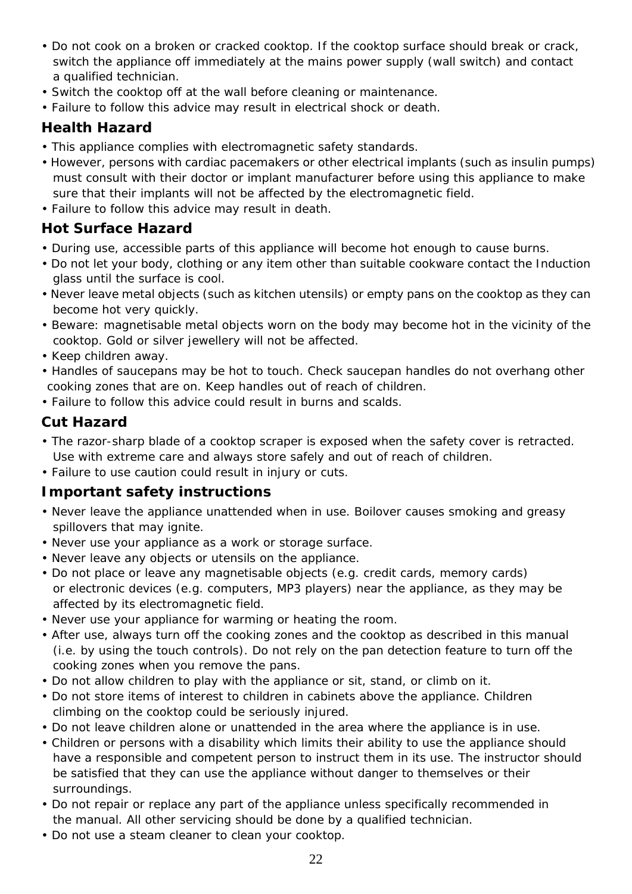- Do not cook on a broken or cracked cooktop. If the cooktop surface should break or crack, switch the appliance off immediately at the mains power supply (wall switch) and contact a qualified technician.
- Switch the cooktop off at the wall before cleaning or maintenance.
- Failure to follow this advice may result in electrical shock or death.

## Health Hazard

- This appliance complies with electromagnetic safety standards.
- However, persons with cardiac pacemakers or other electrical implants (such as insulin pumps) must consult with their doctor or implant manufacturer before using this appliance to make sure that their implants will not be affected by the electromagnetic field.
- Failure to follow this advice may result in death.

## Hot Surface Hazard

- During use, accessible parts of this appliance will become hot enough to cause burns.
- Do not let your body, clothing or any item other than suitable cookware contact the Induction glass until the surface is cool.
- Never leave metal objects (such as kitchen utensils) or empty pans on the cooktop as they can become hot very quickly.
- Beware: magnetisable metal objects worn on the body may become hot in the vicinity of the cooktop. Gold or silver jewellery will not be affected.
- Keep children away.
- Handles of saucepans may be hot to touch. Check saucepan handles do not overhang other cooking zones that are on. Keep handles out of reach of children.
- Failure to follow this advice could result in burns and scalds.

## Cut Hazard

- The razor-sharp blade of a cooktop scraper is exposed when the safety cover is retracted. Use with extreme care and always store safely and out of reach of children.
- Failure to use caution could result in injury or cuts.

## Important safety instructions

- Never leave the appliance unattended when in use. Boilover causes smoking and greasy spillovers that may ignite.
- Never use your appliance as a work or storage surface.
- Never leave any objects or utensils on the appliance.
- Do not place or leave any magnetisable objects (e.g. credit cards, memory cards) or electronic devices (e.g. computers, MP3 players) near the appliance, as they may be affected by its electromagnetic field.
- Never use your appliance for warming or heating the room.
- After use, always turn off the cooking zones and the cooktop as described in this manual (i.e. by using the touch controls). Do not rely on the pan detection feature to turn off the cooking zones when you remove the pans.
- Do not allow children to play with the appliance or sit, stand, or climb on it.
- Do not store items of interest to children in cabinets above the appliance. Children climbing on the cooktop could be seriously injured.
- Do not leave children alone or unattended in the area where the appliance is in use.
- Children or persons with a disability which limits their ability to use the appliance should have a responsible and competent person to instruct them in its use. The instructor should be satisfied that they can use the appliance without danger to themselves or their surroundings.
- Do not repair or replace any part of the appliance unless specifically recommended in the manual. All other servicing should be done by a qualified technician.
- Do not use a steam cleaner to clean your cooktop.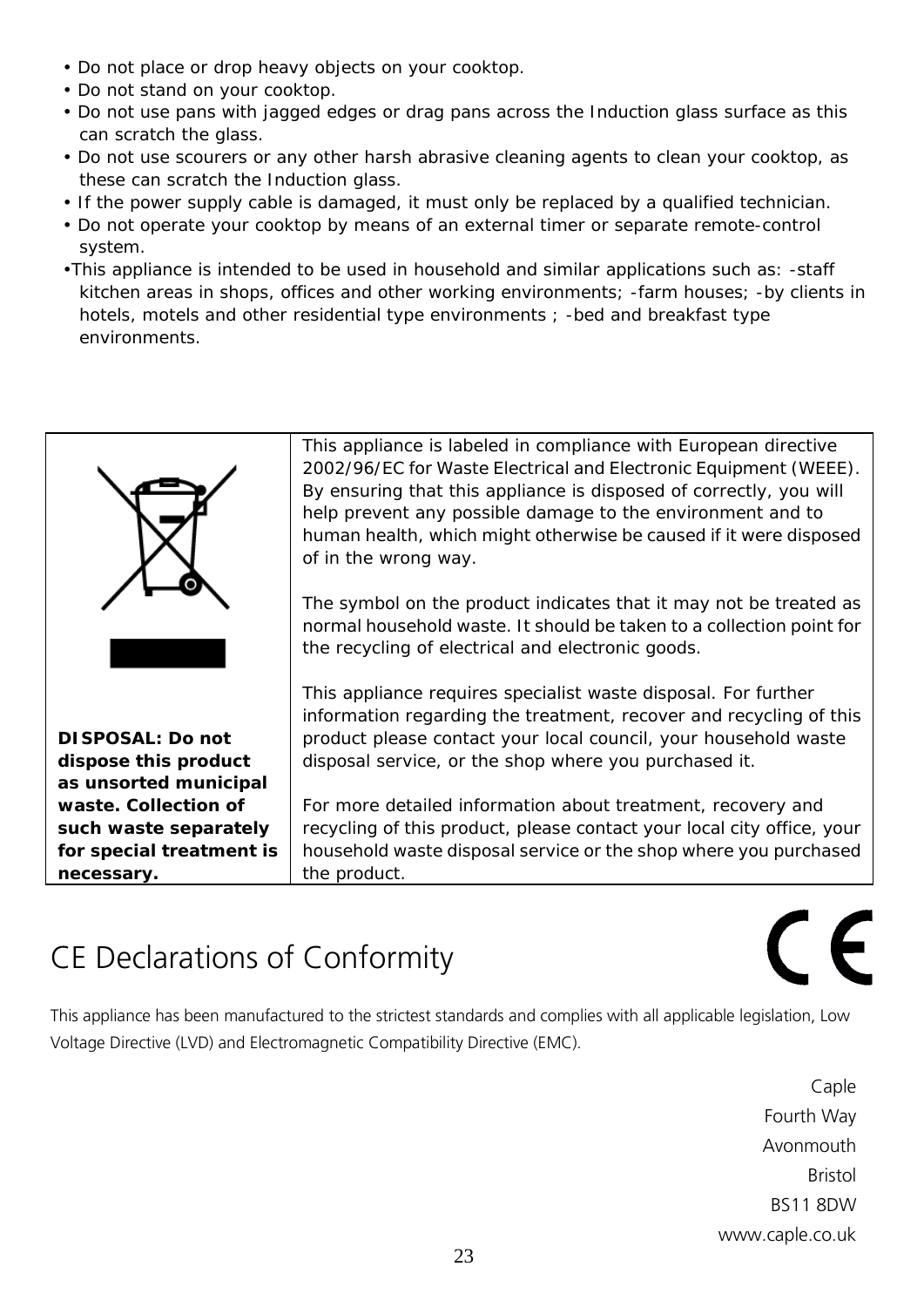- Do not place or drop heavy objects on your cooktop.
- Do not stand on your cooktop.
- Do not use pans with jagged edges or drag pans across the Induction glass surface as this can scratch the glass.
- Do not use scourers or any other harsh abrasive cleaning agents to clean your cooktop, as these can scratch the Induction glass.
- If the power supply cable is damaged, it must only be replaced by a qualified technician.
- Do not operate your cooktop by means of an external timer or separate remote-control system.
- This appliance is intended to be used in household and similar applications such as: -staff kitchen areas in shops, offices and other working environments; -farm houses; -by clients in hotels, motels and other residential type environments ; -bed and breakfast type environments.

| | |
|---|---|
| **DISPOSAL: Do not dispose this product as unsorted municipal waste. Collection of such waste separately for special treatment is necessary.** | This appliance is labeled in compliance with European directive 2002/96/EC for Waste Electrical and Electronic Equipment (WEEE). By ensuring that this appliance is disposed of correctly, you will help prevent any possible damage to the environment and to human health, which might otherwise be caused if it were disposed of in the wrong way.<br><br>The symbol on the product indicates that it may not be treated as normal household waste. It should be taken to a collection point for the recycling of electrical and electronic goods.<br><br>This appliance requires specialist waste disposal. For further information regarding the treatment, recover and recycling of this product please contact your local council, your household waste disposal service, or the shop where you purchased it.<br><br>For more detailed information about treatment, recovery and recycling of this product, please contact your local city office, your household waste disposal service or the shop where you purchased the product. |

# CE Declarations of Conformity

This appliance has been manufactured to the strictest standards and complies with all applicable legislation, Low Voltage Directive (LVD) and Electromagnetic Compatibility Directive (EMC).

Caple
Fourth Way
Avonmouth
Bristol
BS11 8DW
www.caple.co.uk